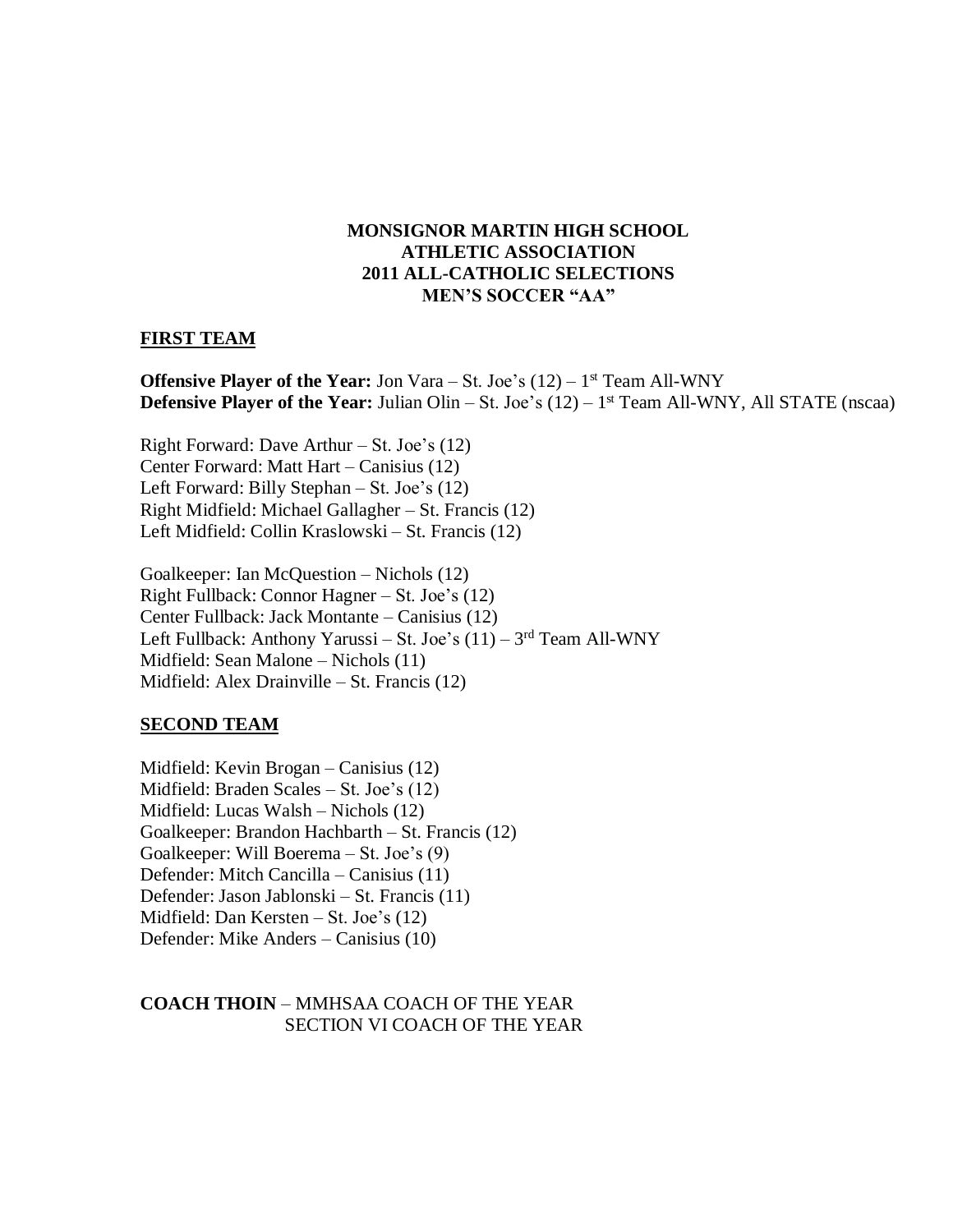# MONSIGNOR MARTIN HIGH SCHOOL ATHLETIC ASSOCIATION 2011 ALL-CATHOLIC SELECTIONS MEN'S SOCCER "AA"

## FIRST TEAM

**Offensive Player of the Year:** Jon Vara – St. Joe's (12) – 1st Team All-WNY
**Defensive Player of the Year:** Julian Olin – St. Joe's (12) – 1st Team All-WNY, All STATE (nscaa)

Right Forward: Dave Arthur – St. Joe's (12)
Center Forward: Matt Hart – Canisius (12)
Left Forward: Billy Stephan – St. Joe's (12)
Right Midfield: Michael Gallagher – St. Francis (12)
Left Midfield: Collin Kraslowski – St. Francis (12)

Goalkeeper: Ian McQuestion – Nichols (12)
Right Fullback: Connor Hagner – St. Joe's (12)
Center Fullback: Jack Montante – Canisius (12)
Left Fullback: Anthony Yarussi – St. Joe's (11) – 3rd Team All-WNY
Midfield: Sean Malone – Nichols (11)
Midfield: Alex Drainville – St. Francis (12)

## SECOND TEAM

Midfield: Kevin Brogan – Canisius (12)
Midfield: Braden Scales – St. Joe's (12)
Midfield: Lucas Walsh – Nichols (12)
Goalkeeper: Brandon Hachbarth – St. Francis (12)
Goalkeeper: Will Boerema – St. Joe's (9)
Defender: Mitch Cancilla – Canisius (11)
Defender: Jason Jablonski – St. Francis (11)
Midfield: Dan Kersten – St. Joe's (12)
Defender: Mike Anders – Canisius (10)

**COACH THOIN** – MMHSAA COACH OF THE YEAR
SECTION VI COACH OF THE YEAR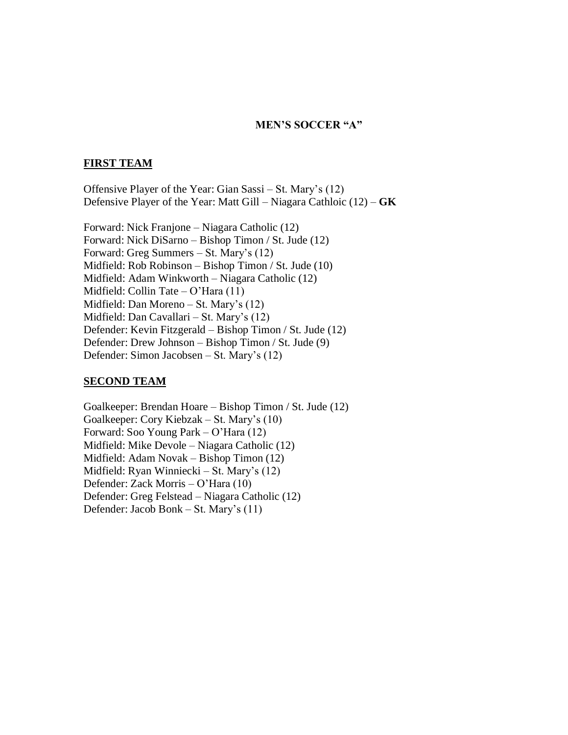# MEN'S SOCCER "A"

## FIRST TEAM

Offensive Player of the Year: Gian Sassi – St. Mary's (12)
Defensive Player of the Year: Matt Gill – Niagara Cathloic (12) – **GK**

Forward: Nick Franjone – Niagara Catholic (12)
Forward: Nick DiSarno – Bishop Timon / St. Jude (12)
Forward: Greg Summers – St. Mary's (12)
Midfield: Rob Robinson – Bishop Timon / St. Jude (10)
Midfield: Adam Winkworth – Niagara Catholic (12)
Midfield: Collin Tate – O'Hara (11)
Midfield: Dan Moreno – St. Mary's (12)
Midfield: Dan Cavallari – St. Mary's (12)
Defender: Kevin Fitzgerald – Bishop Timon / St. Jude (12)
Defender: Drew Johnson – Bishop Timon / St. Jude (9)
Defender: Simon Jacobsen – St. Mary's (12)

## SECOND TEAM

Goalkeeper: Brendan Hoare – Bishop Timon / St. Jude (12)
Goalkeeper: Cory Kiebzak – St. Mary's (10)
Forward: Soo Young Park – O'Hara (12)
Midfield: Mike Devole – Niagara Catholic (12)
Midfield: Adam Novak – Bishop Timon (12)
Midfield: Ryan Winniecki – St. Mary's (12)
Defender: Zack Morris – O'Hara (10)
Defender: Greg Felstead – Niagara Catholic (12)
Defender: Jacob Bonk – St. Mary's (11)